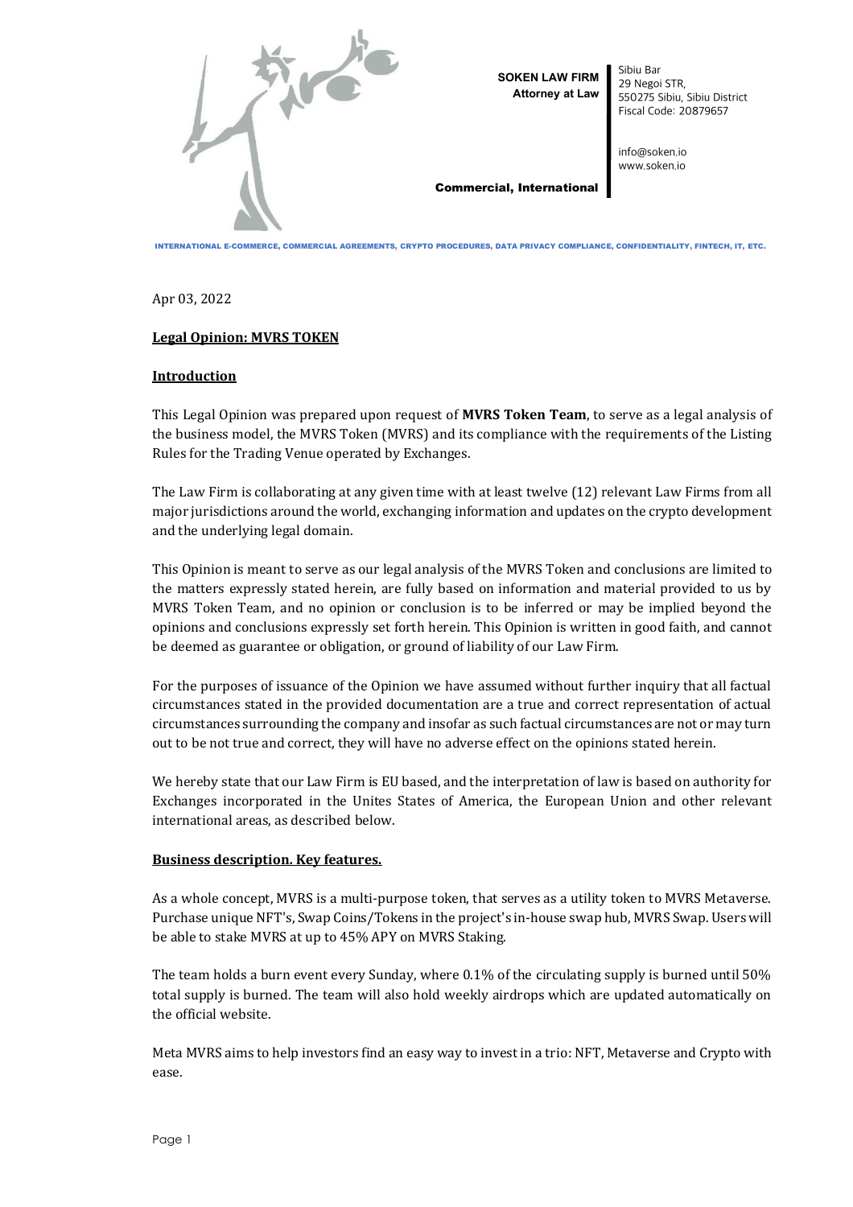SOKEN LAW FIRM
Attorney at Law

Commercial, International

Sibiu Bar
29 Negoi STR,
550275 Sibiu, Sibiu District
Fiscal Code: 20879657

info@soken.io
www.soken.io

INTERNATIONAL E-COMMERCE, COMMERCIAL AGREEMENTS, CRYPTO PROCEDURES, DATA PRIVACY COMPLIANCE, CONFIDENTIALITY, FINTECH, IT, ETC.

Apr 03, 2022

## Legal Opinion: MVRS TOKEN

## Introduction

This Legal Opinion was prepared upon request of **MVRS Token Team**, to serve as a legal analysis of the business model, the MVRS Token (MVRS) and its compliance with the requirements of the Listing Rules for the Trading Venue operated by Exchanges.

The Law Firm is collaborating at any given time with at least twelve (12) relevant Law Firms from all major jurisdictions around the world, exchanging information and updates on the crypto development and the underlying legal domain.

This Opinion is meant to serve as our legal analysis of the MVRS Token and conclusions are limited to the matters expressly stated herein, are fully based on information and material provided to us by MVRS Token Team, and no opinion or conclusion is to be inferred or may be implied beyond the opinions and conclusions expressly set forth herein. This Opinion is written in good faith, and cannot be deemed as guarantee or obligation, or ground of liability of our Law Firm.

For the purposes of issuance of the Opinion we have assumed without further inquiry that all factual circumstances stated in the provided documentation are a true and correct representation of actual circumstances surrounding the company and insofar as such factual circumstances are not or may turn out to be not true and correct, they will have no adverse effect on the opinions stated herein.

We hereby state that our Law Firm is EU based, and the interpretation of law is based on authority for Exchanges incorporated in the Unites States of America, the European Union and other relevant international areas, as described below.

## Business description. Key features.

As a whole concept, MVRS is a multi-purpose token, that serves as a utility token to MVRS Metaverse. Purchase unique NFT's, Swap Coins/Tokens in the project's in-house swap hub, MVRS Swap. Users will be able to stake MVRS at up to 45% APY on MVRS Staking.

The team holds a burn event every Sunday, where 0.1% of the circulating supply is burned until 50% total supply is burned. The team will also hold weekly airdrops which are updated automatically on the official website.

Meta MVRS aims to help investors find an easy way to invest in a trio: NFT, Metaverse and Crypto with ease.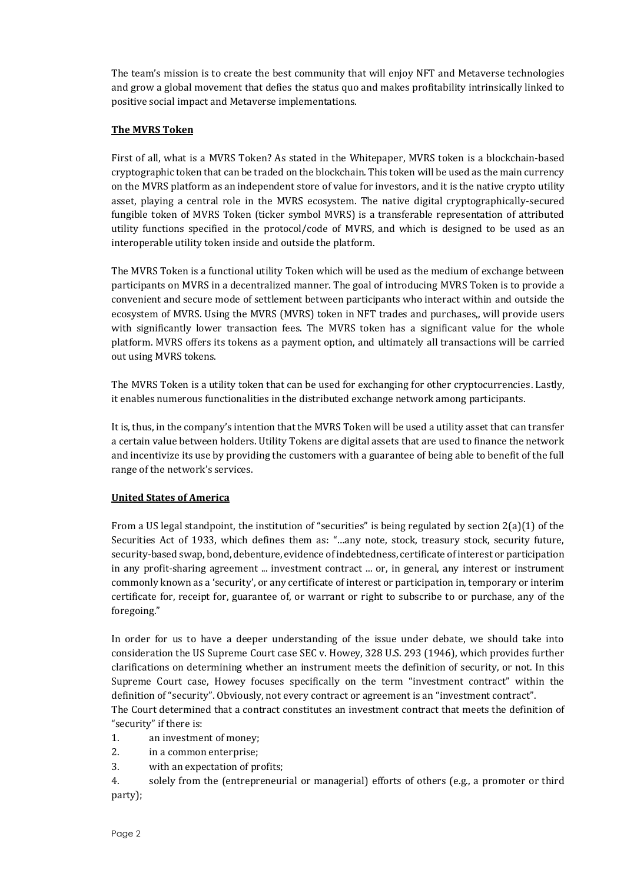The team's mission is to create the best community that will enjoy NFT and Metaverse technologies and grow a global movement that defies the status quo and makes profitability intrinsically linked to positive social impact and Metaverse implementations.

**The MVRS Token**

First of all, what is a MVRS Token? As stated in the Whitepaper, MVRS token is a blockchain-based cryptographic token that can be traded on the blockchain. This token will be used as the main currency on the MVRS platform as an independent store of value for investors, and it is the native crypto utility asset, playing a central role in the MVRS ecosystem. The native digital cryptographically-secured fungible token of MVRS Token (ticker symbol MVRS) is a transferable representation of attributed utility functions specified in the protocol/code of MVRS, and which is designed to be used as an interoperable utility token inside and outside the platform.

The MVRS Token is a functional utility Token which will be used as the medium of exchange between participants on MVRS in a decentralized manner. The goal of introducing MVRS Token is to provide a convenient and secure mode of settlement between participants who interact within and outside the ecosystem of MVRS. Using the MVRS (MVRS) token in NFT trades and purchases,, will provide users with significantly lower transaction fees. The MVRS token has a significant value for the whole platform. MVRS offers its tokens as a payment option, and ultimately all transactions will be carried out using MVRS tokens.

The MVRS Token is a utility token that can be used for exchanging for other cryptocurrencies. Lastly, it enables numerous functionalities in the distributed exchange network among participants.

It is, thus, in the company's intention that the MVRS Token will be used a utility asset that can transfer a certain value between holders. Utility Tokens are digital assets that are used to finance the network and incentivize its use by providing the customers with a guarantee of being able to benefit of the full range of the network's services.

**United States of America**

From a US legal standpoint, the institution of "securities" is being regulated by section 2(a)(1) of the Securities Act of 1933, which defines them as: "…any note, stock, treasury stock, security future, security-based swap, bond, debenture, evidence of indebtedness, certificate of interest or participation in any profit-sharing agreement ... investment contract … or, in general, any interest or instrument commonly known as a 'security', or any certificate of interest or participation in, temporary or interim certificate for, receipt for, guarantee of, or warrant or right to subscribe to or purchase, any of the foregoing."

In order for us to have a deeper understanding of the issue under debate, we should take into consideration the US Supreme Court case SEC v. Howey, 328 U.S. 293 (1946), which provides further clarifications on determining whether an instrument meets the definition of security, or not. In this Supreme Court case, Howey focuses specifically on the term "investment contract" within the definition of "security". Obviously, not every contract or agreement is an "investment contract".
The Court determined that a contract constitutes an investment contract that meets the definition of "security" if there is:

1. an investment of money;
2. in a common enterprise;
3. with an expectation of profits;
4. solely from the (entrepreneurial or managerial) efforts of others (e.g., a promoter or third party);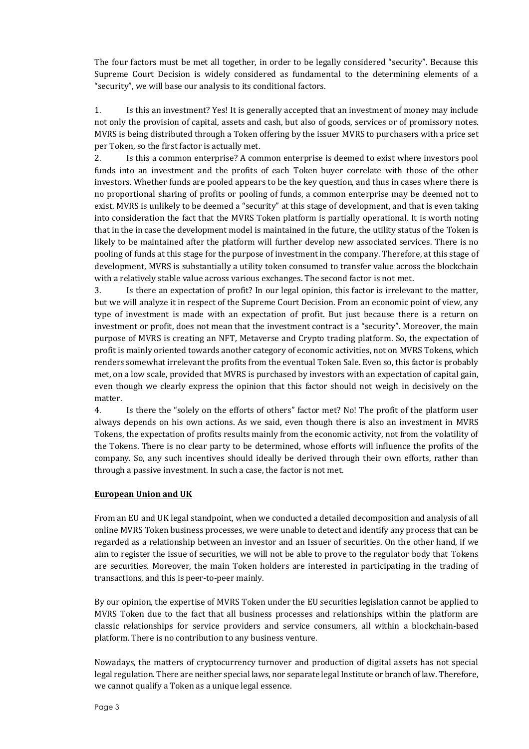The four factors must be met all together, in order to be legally considered "security". Because this Supreme Court Decision is widely considered as fundamental to the determining elements of a "security", we will base our analysis to its conditional factors.

1. Is this an investment? Yes! It is generally accepted that an investment of money may include not only the provision of capital, assets and cash, but also of goods, services or of promissory notes. MVRS is being distributed through a Token offering by the issuer MVRS to purchasers with a price set per Token, so the first factor is actually met.
2. Is this a common enterprise? A common enterprise is deemed to exist where investors pool funds into an investment and the profits of each Token buyer correlate with those of the other investors. Whether funds are pooled appears to be the key question, and thus in cases where there is no proportional sharing of profits or pooling of funds, a common enterprise may be deemed not to exist. MVRS is unlikely to be deemed a "security" at this stage of development, and that is even taking into consideration the fact that the MVRS Token platform is partially operational. It is worth noting that in the in case the development model is maintained in the future, the utility status of the Token is likely to be maintained after the platform will further develop new associated services. There is no pooling of funds at this stage for the purpose of investment in the company. Therefore, at this stage of development, MVRS is substantially a utility token consumed to transfer value across the blockchain with a relatively stable value across various exchanges. The second factor is not met.
3. Is there an expectation of profit? In our legal opinion, this factor is irrelevant to the matter, but we will analyze it in respect of the Supreme Court Decision. From an economic point of view, any type of investment is made with an expectation of profit. But just because there is a return on investment or profit, does not mean that the investment contract is a "security". Moreover, the main purpose of MVRS is creating an NFT, Metaverse and Crypto trading platform. So, the expectation of profit is mainly oriented towards another category of economic activities, not on MVRS Tokens, which renders somewhat irrelevant the profits from the eventual Token Sale. Even so, this factor is probably met, on a low scale, provided that MVRS is purchased by investors with an expectation of capital gain, even though we clearly express the opinion that this factor should not weigh in decisively on the matter.
4. Is there the "solely on the efforts of others" factor met? No! The profit of the platform user always depends on his own actions. As we said, even though there is also an investment in MVRS Tokens, the expectation of profits results mainly from the economic activity, not from the volatility of the Tokens. There is no clear party to be determined, whose efforts will influence the profits of the company. So, any such incentives should ideally be derived through their own efforts, rather than through a passive investment. In such a case, the factor is not met.

**European Union and UK**

From an EU and UK legal standpoint, when we conducted a detailed decomposition and analysis of all online MVRS Token business processes, we were unable to detect and identify any process that can be regarded as a relationship between an investor and an Issuer of securities. On the other hand, if we aim to register the issue of securities, we will not be able to prove to the regulator body that Tokens are securities. Moreover, the main Token holders are interested in participating in the trading of transactions, and this is peer-to-peer mainly.

By our opinion, the expertise of MVRS Token under the EU securities legislation cannot be applied to MVRS Token due to the fact that all business processes and relationships within the platform are classic relationships for service providers and service consumers, all within a blockchain-based platform. There is no contribution to any business venture.

Nowadays, the matters of cryptocurrency turnover and production of digital assets has not special legal regulation. There are neither special laws, nor separate legal Institute or branch of law. Therefore, we cannot qualify a Token as a unique legal essence.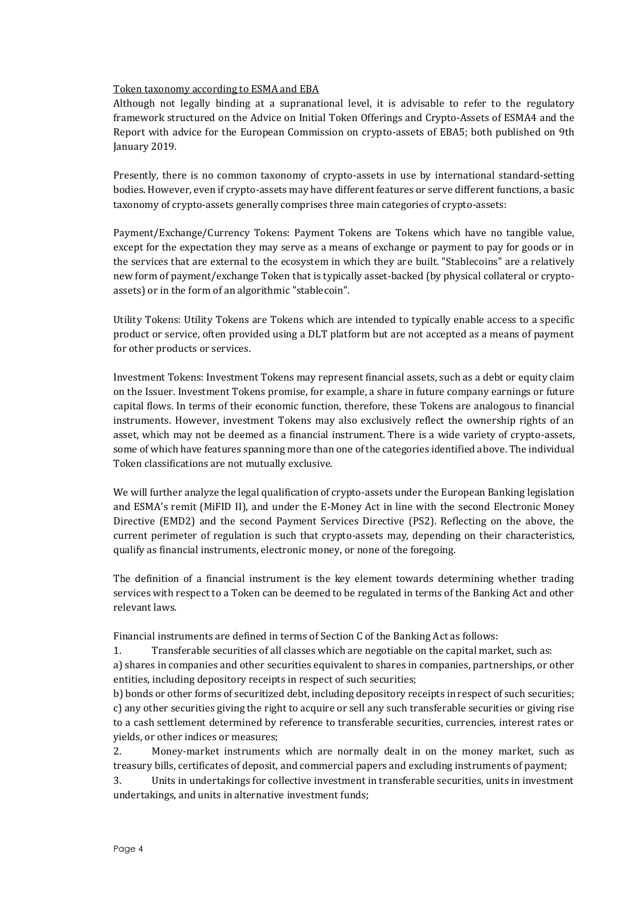Token taxonomy according to ESMA and EBA

Although not legally binding at a supranational level, it is advisable to refer to the regulatory framework structured on the Advice on Initial Token Offerings and Crypto-Assets of ESMA[4] and the Report with advice for the European Commission on crypto-assets of EBA[5]; both published on 9th January 2019.

Presently, there is no common taxonomy of crypto-assets in use by international standard-setting bodies. However, even if crypto-assets may have different features or serve different functions, a basic taxonomy of crypto-assets generally comprises three main categories of crypto-assets:

Payment/Exchange/Currency Tokens: Payment Tokens are Tokens which have no tangible value, except for the expectation they may serve as a means of exchange or payment to pay for goods or in the services that are external to the ecosystem in which they are built. "Stablecoins" are a relatively new form of payment/exchange Token that is typically asset-backed (by physical collateral or crypto-assets) or in the form of an algorithmic "stablecoin".

Utility Tokens: Utility Tokens are Tokens which are intended to typically enable access to a specific product or service, often provided using a DLT platform but are not accepted as a means of payment for other products or services.

Investment Tokens: Investment Tokens may represent financial assets, such as a debt or equity claim on the Issuer. Investment Tokens promise, for example, a share in future company earnings or future capital flows. In terms of their economic function, therefore, these Tokens are analogous to financial instruments. However, investment Tokens may also exclusively reflect the ownership rights of an asset, which may not be deemed as a financial instrument. There is a wide variety of crypto-assets, some of which have features spanning more than one of the categories identified above. The individual Token classifications are not mutually exclusive.

We will further analyze the legal qualification of crypto-assets under the European Banking legislation and ESMA's remit (MiFID II), and under the E-Money Act in line with the second Electronic Money Directive (EMD2) and the second Payment Services Directive (PS2). Reflecting on the above, the current perimeter of regulation is such that crypto-assets may, depending on their characteristics, qualify as financial instruments, electronic money, or none of the foregoing.

The definition of a financial instrument is the key element towards determining whether trading services with respect to a Token can be deemed to be regulated in terms of the Banking Act and other relevant laws.

Financial instruments are defined in terms of Section C of the Banking Act as follows:

1. Transferable securities of all classes which are negotiable on the capital market, such as:

a) shares in companies and other securities equivalent to shares in companies, partnerships, or other entities, including depository receipts in respect of such securities;

b) bonds or other forms of securitized debt, including depository receipts in respect of such securities;

c) any other securities giving the right to acquire or sell any such transferable securities or giving rise to a cash settlement determined by reference to transferable securities, currencies, interest rates or yields, or other indices or measures;

2. Money-market instruments which are normally dealt in on the money market, such as treasury bills, certificates of deposit, and commercial papers and excluding instruments of payment;

3. Units in undertakings for collective investment in transferable securities, units in investment undertakings, and units in alternative investment funds;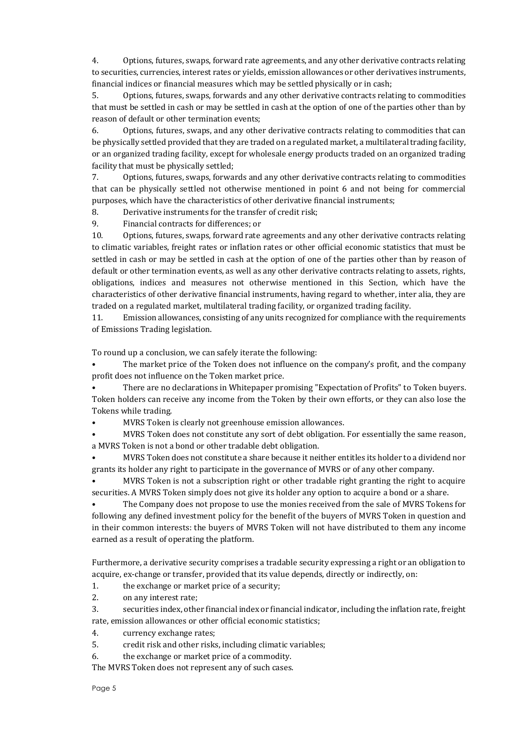4. Options, futures, swaps, forward rate agreements, and any other derivative contracts relating to securities, currencies, interest rates or yields, emission allowances or other derivatives instruments, financial indices or financial measures which may be settled physically or in cash;
5. Options, futures, swaps, forwards and any other derivative contracts relating to commodities that must be settled in cash or may be settled in cash at the option of one of the parties other than by reason of default or other termination events;
6. Options, futures, swaps, and any other derivative contracts relating to commodities that can be physically settled provided that they are traded on a regulated market, a multilateral trading facility, or an organized trading facility, except for wholesale energy products traded on an organized trading facility that must be physically settled;
7. Options, futures, swaps, forwards and any other derivative contracts relating to commodities that can be physically settled not otherwise mentioned in point 6 and not being for commercial purposes, which have the characteristics of other derivative financial instruments;
8. Derivative instruments for the transfer of credit risk;
9. Financial contracts for differences; or
10. Options, futures, swaps, forward rate agreements and any other derivative contracts relating to climatic variables, freight rates or inflation rates or other official economic statistics that must be settled in cash or may be settled in cash at the option of one of the parties other than by reason of default or other termination events, as well as any other derivative contracts relating to assets, rights, obligations, indices and measures not otherwise mentioned in this Section, which have the characteristics of other derivative financial instruments, having regard to whether, inter alia, they are traded on a regulated market, multilateral trading facility, or organized trading facility.
11. Emission allowances, consisting of any units recognized for compliance with the requirements of Emissions Trading legislation.

To round up a conclusion, we can safely iterate the following:

- The market price of the Token does not influence on the company's profit, and the company profit does not influence on the Token market price.
- There are no declarations in Whitepaper promising "Expectation of Profits" to Token buyers. Token holders can receive any income from the Token by their own efforts, or they can also lose the Tokens while trading.
- MVRS Token is clearly not greenhouse emission allowances.
- MVRS Token does not constitute any sort of debt obligation. For essentially the same reason, a MVRS Token is not a bond or other tradable debt obligation.
- MVRS Token does not constitute a share because it neither entitles its holder to a dividend nor grants its holder any right to participate in the governance of MVRS or of any other company.
- MVRS Token is not a subscription right or other tradable right granting the right to acquire securities. A MVRS Token simply does not give its holder any option to acquire a bond or a share.
- The Company does not propose to use the monies received from the sale of MVRS Tokens for following any defined investment policy for the benefit of the buyers of MVRS Token in question and in their common interests: the buyers of MVRS Token will not have distributed to them any income earned as a result of operating the platform.

Furthermore, a derivative security comprises a tradable security expressing a right or an obligation to acquire, ex-change or transfer, provided that its value depends, directly or indirectly, on:

1. the exchange or market price of a security;
2. on any interest rate;
3. securities index, other financial index or financial indicator, including the inflation rate, freight rate, emission allowances or other official economic statistics;
4. currency exchange rates;
5. credit risk and other risks, including climatic variables;
6. the exchange or market price of a commodity.

The MVRS Token does not represent any of such cases.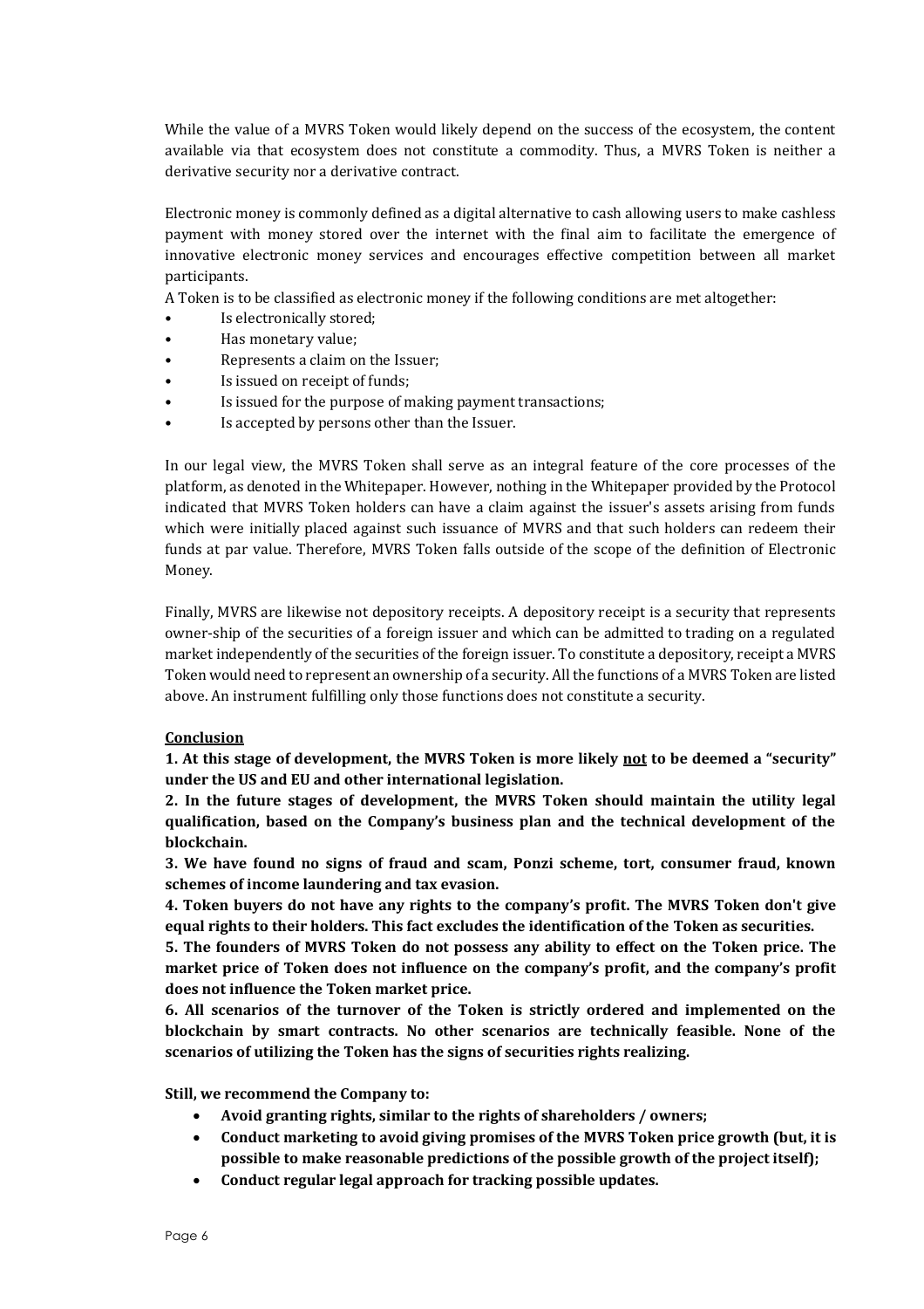While the value of a MVRS Token would likely depend on the success of the ecosystem, the content available via that ecosystem does not constitute a commodity. Thus, a MVRS Token is neither a derivative security nor a derivative contract.

Electronic money is commonly defined as a digital alternative to cash allowing users to make cashless payment with money stored over the internet with the final aim to facilitate the emergence of innovative electronic money services and encourages effective competition between all market participants.

A Token is to be classified as electronic money if the following conditions are met altogether:

- Is electronically stored;
- Has monetary value;
- Represents a claim on the Issuer;
- Is issued on receipt of funds;
- Is issued for the purpose of making payment transactions;
- Is accepted by persons other than the Issuer.

In our legal view, the MVRS Token shall serve as an integral feature of the core processes of the platform, as denoted in the Whitepaper. However, nothing in the Whitepaper provided by the Protocol indicated that MVRS Token holders can have a claim against the issuer's assets arising from funds which were initially placed against such issuance of MVRS and that such holders can redeem their funds at par value. Therefore, MVRS Token falls outside of the scope of the definition of Electronic Money.

Finally, MVRS are likewise not depository receipts. A depository receipt is a security that represents owner-ship of the securities of a foreign issuer and which can be admitted to trading on a regulated market independently of the securities of the foreign issuer. To constitute a depository, receipt a MVRS Token would need to represent an ownership of a security. All the functions of a MVRS Token are listed above. An instrument fulfilling only those functions does not constitute a security.

**Conclusion**

**1. At this stage of development, the MVRS Token is more likely <u>not</u> to be deemed a "security" under the US and EU and other international legislation.**

**2. In the future stages of development, the MVRS Token should maintain the utility legal qualification, based on the Company's business plan and the technical development of the blockchain.**

**3. We have found no signs of fraud and scam, Ponzi scheme, tort, consumer fraud, known schemes of income laundering and tax evasion.**

**4. Token buyers do not have any rights to the company's profit. The MVRS Token don't give equal rights to their holders. This fact excludes the identification of the Token as securities.**

**5. The founders of MVRS Token do not possess any ability to effect on the Token price. The market price of Token does not influence on the company's profit, and the company's profit does not influence the Token market price.**

**6. All scenarios of the turnover of the Token is strictly ordered and implemented on the blockchain by smart contracts. No other scenarios are technically feasible. None of the scenarios of utilizing the Token has the signs of securities rights realizing.**

**Still, we recommend the Company to:**

- **Avoid granting rights, similar to the rights of shareholders / owners;**
- **Conduct marketing to avoid giving promises of the MVRS Token price growth (but, it is possible to make reasonable predictions of the possible growth of the project itself);**
- **Conduct regular legal approach for tracking possible updates.**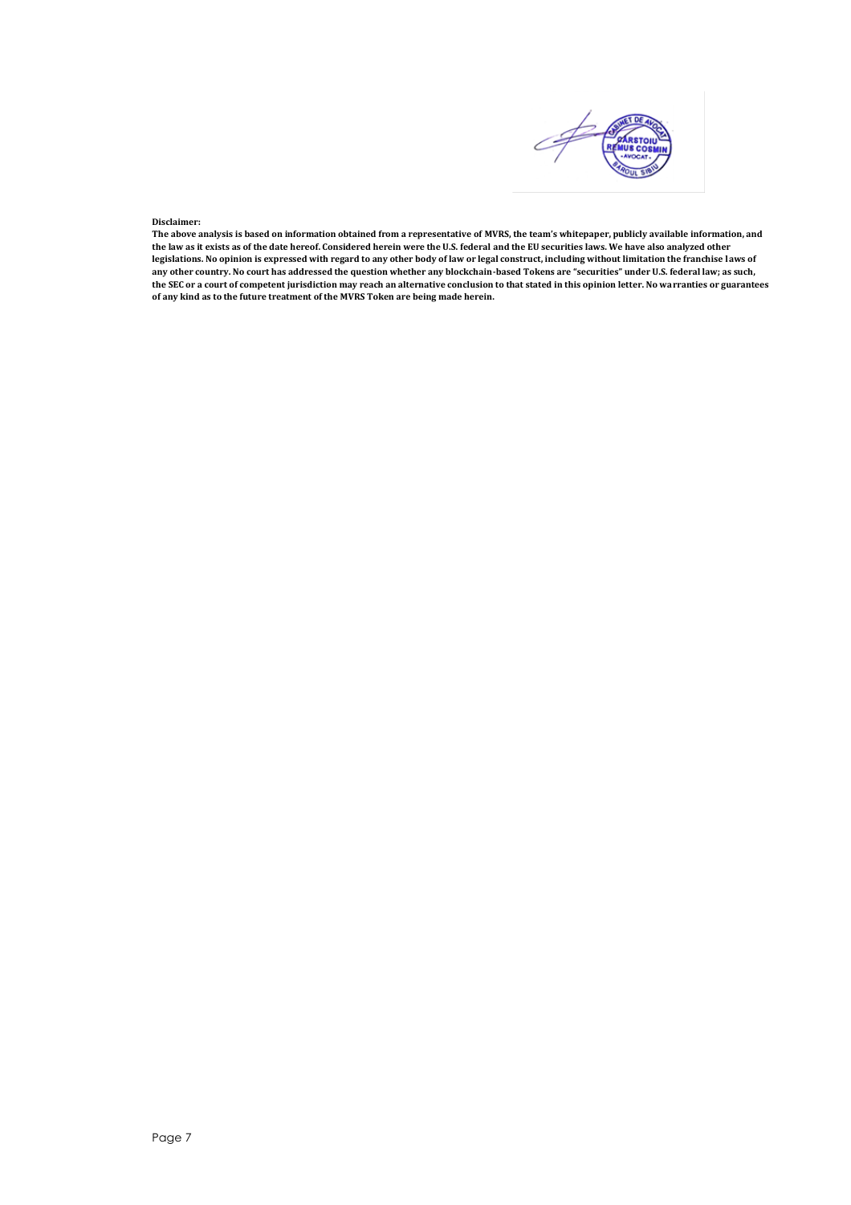**Disclaimer:**

**The above analysis is based on information obtained from a representative of MVRS, the team's whitepaper, publicly available information, and the law as it exists as of the date hereof. Considered herein were the U.S. federal and the EU securities laws. We have also analyzed other legislations. No opinion is expressed with regard to any other body of law or legal construct, including without limitation the franchise laws of any other country. No court has addressed the question whether any blockchain-based Tokens are "securities" under U.S. federal law; as such, the SEC or a court of competent jurisdiction may reach an alternative conclusion to that stated in this opinion letter. No warranties or guarantees of any kind as to the future treatment of the MVRS Token are being made herein.**